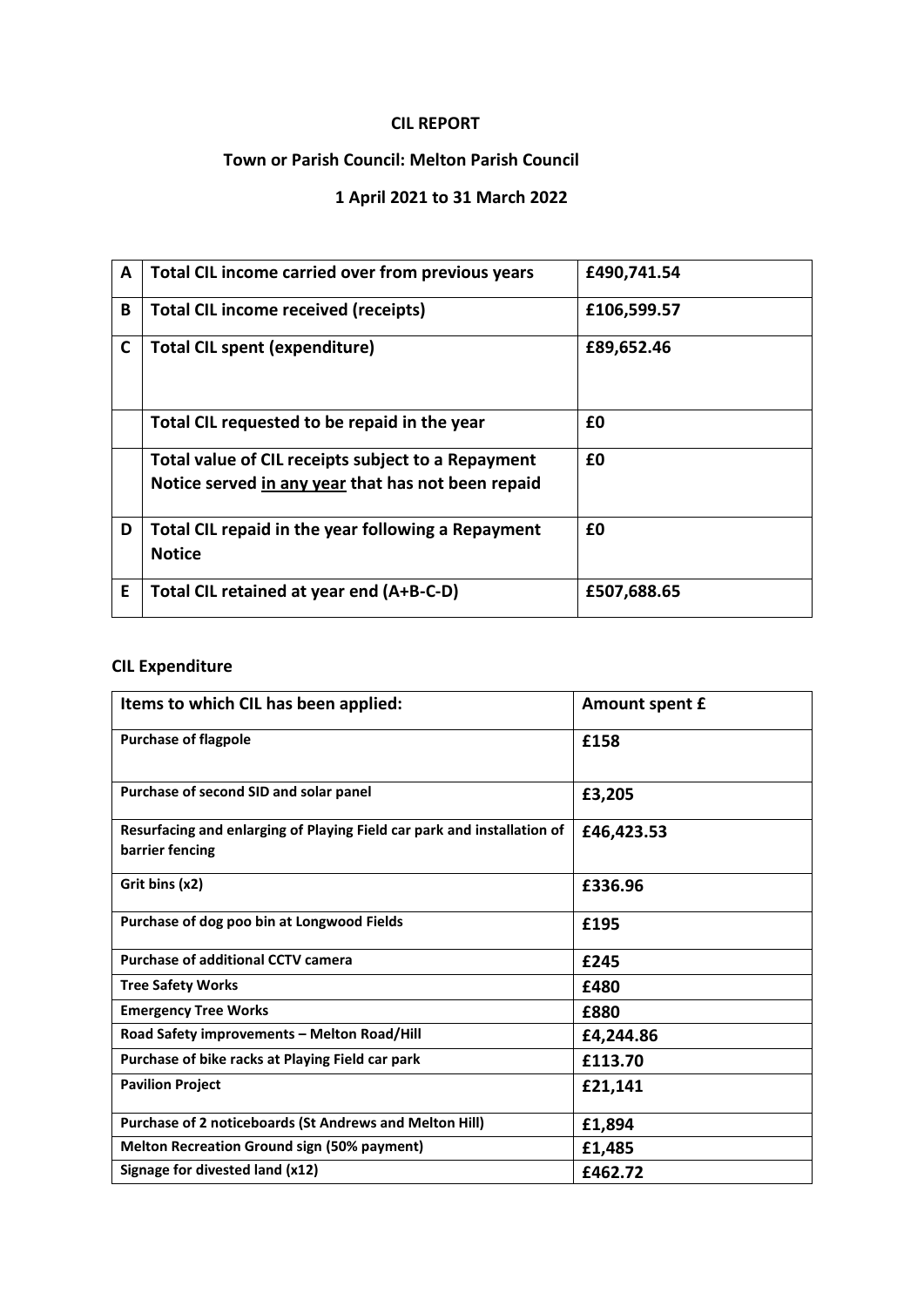**CIL REPORT**

**Town or Parish Council: Melton Parish Council**

**1 April 2021 to 31 March 2022**

| | | |
|---|---|---|
| **A** | **Total CIL income carried over from previous years** | **£490,741.54** |
| **B** | **Total CIL income received (receipts)** | **£106,599.57** |
| **C** | **Total CIL spent (expenditure)** | **£89,652.46** |
| | **Total CIL requested to be repaid in the year** | **£0** |
| | **Total value of CIL receipts subject to a Repayment Notice served in any year that has not been repaid** | **£0** |
| **D** | **Total CIL repaid in the year following a Repayment Notice** | **£0** |
| **E** | **Total CIL retained at year end (A+B-C-D)** | **£507,688.65** |

**CIL Expenditure**

| Items to which CIL has been applied: | Amount spent £ |
|---|---|
| **Purchase of flagpole** | **£158** |
| **Purchase of second SID and solar panel** | **£3,205** |
| **Resurfacing and enlarging of Playing Field car park and installation of barrier fencing** | **£46,423.53** |
| **Grit bins (x2)** | **£336.96** |
| **Purchase of dog poo bin at Longwood Fields** | **£195** |
| **Purchase of additional CCTV camera** | **£245** |
| **Tree Safety Works** | **£480** |
| **Emergency Tree Works** | **£880** |
| **Road Safety improvements – Melton Road/Hill** | **£4,244.86** |
| **Purchase of bike racks at Playing Field car park** | **£113.70** |
| **Pavilion Project** | **£21,141** |
| **Purchase of 2 noticeboards (St Andrews and Melton Hill)** | **£1,894** |
| **Melton Recreation Ground sign (50% payment)** | **£1,485** |
| **Signage for divested land (x12)** | **£462.72** |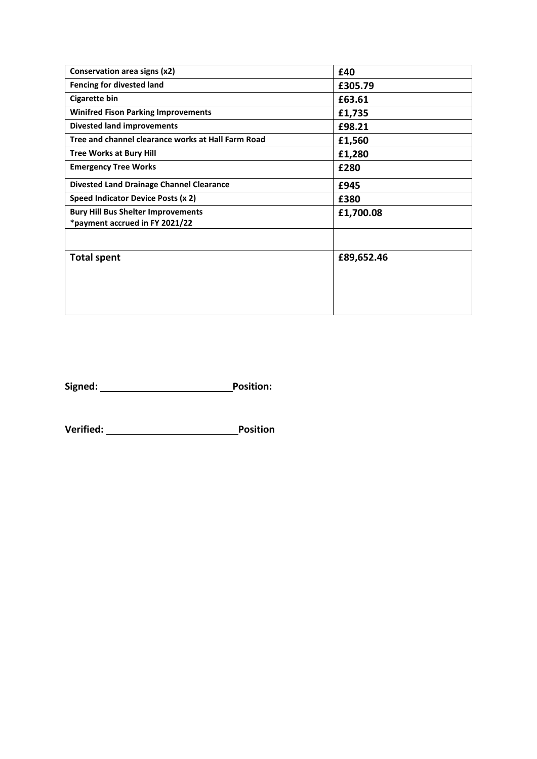| | |
|---|---|
| **Conservation area signs (x2)** | **£40** |
| **Fencing for divested land** | **£305.79** |
| **Cigarette bin** | **£63.61** |
| **Winifred Fison Parking Improvements** | **£1,735** |
| **Divested land improvements** | **£98.21** |
| **Tree and channel clearance works at Hall Farm Road** | **£1,560** |
| **Tree Works at Bury Hill** | **£1,280** |
| **Emergency Tree Works** | **£280** |
| **Divested Land Drainage Channel Clearance** | **£945** |
| **Speed Indicator Device Posts (x 2)** | **£380** |
| **Bury Hill Bus Shelter Improvements**<br>**\*payment accrued in FY 2021/22** | **£1,700.08** |
| | |
| **Total spent** | **£89,652.46** |

**Signed:** \_\_\_\_\_\_\_\_\_\_\_\_\_\_\_\_\_\_\_\_\_\_\_\_ **Position:**

**Verified:** \_\_\_\_\_\_\_\_\_\_\_\_\_\_\_\_\_\_\_\_\_\_\_\_ **Position**